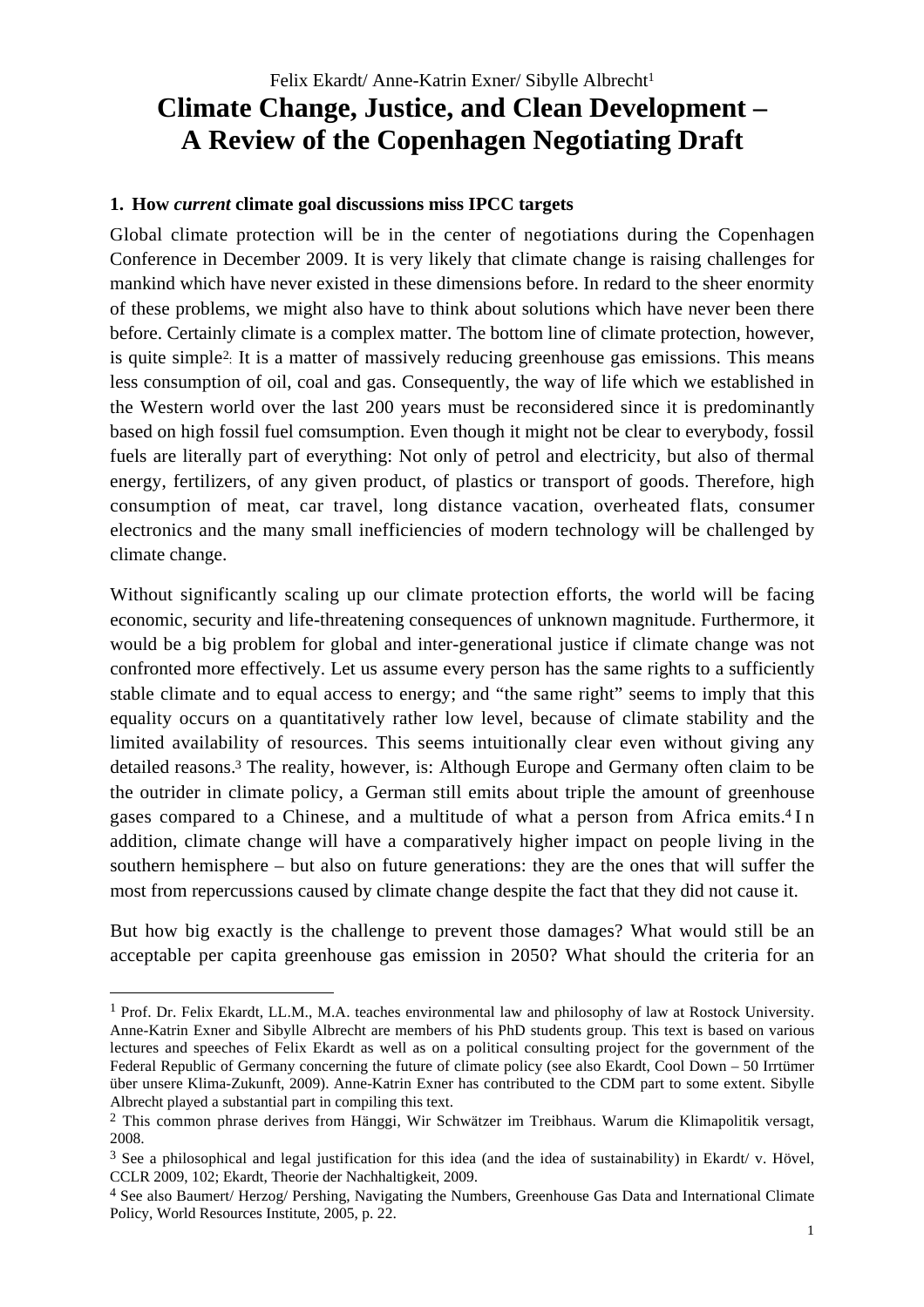Felix Ekardt/ Anne-Katrin Exner/ Sibylle Albrecht[1]

# Climate Change, Justice, and Clean Development – A Review of the Copenhagen Negotiating Draft

## 1. How *current* climate goal discussions miss IPCC targets

Global climate protection will be in the center of negotiations during the Copenhagen Conference in December 2009. It is very likely that climate change is raising challenges for mankind which have never existed in these dimensions before. In redard to the sheer enormity of these problems, we might also have to think about solutions which have never been there before. Certainly climate is a complex matter. The bottom line of climate protection, however, is quite simple[2]. It is a matter of massively reducing greenhouse gas emissions. This means less consumption of oil, coal and gas. Consequently, the way of life which we established in the Western world over the last 200 years must be reconsidered since it is predominantly based on high fossil fuel comsumption. Even though it might not be clear to everybody, fossil fuels are literally part of everything: Not only of petrol and electricity, but also of thermal energy, fertilizers, of any given product, of plastics or transport of goods. Therefore, high consumption of meat, car travel, long distance vacation, overheated flats, consumer electronics and the many small inefficiencies of modern technology will be challenged by climate change.

Without significantly scaling up our climate protection efforts, the world will be facing economic, security and life-threatening consequences of unknown magnitude. Furthermore, it would be a big problem for global and inter-generational justice if climate change was not confronted more effectively. Let us assume every person has the same rights to a sufficiently stable climate and to equal access to energy; and "the same right" seems to imply that this equality occurs on a quantitatively rather low level, because of climate stability and the limited availability of resources. This seems intuitionally clear even without giving any detailed reasons.[3] The reality, however, is: Although Europe and Germany often claim to be the outrider in climate policy, a German still emits about triple the amount of greenhouse gases compared to a Chinese, and a multitude of what a person from Africa emits.[4] In addition, climate change will have a comparatively higher impact on people living in the southern hemisphere – but also on future generations: they are the ones that will suffer the most from repercussions caused by climate change despite the fact that they did not cause it.

But how big exactly is the challenge to prevent those damages? What would still be an acceptable per capita greenhouse gas emission in 2050? What should the criteria for an

---

[1] Prof. Dr. Felix Ekardt, LL.M., M.A. teaches environmental law and philosophy of law at Rostock University. Anne-Katrin Exner and Sibylle Albrecht are members of his PhD students group. This text is based on various lectures and speeches of Felix Ekardt as well as on a political consulting project for the government of the Federal Republic of Germany concerning the future of climate policy (see also Ekardt, Cool Down – 50 Irrtümer über unsere Klima-Zukunft, 2009). Anne-Katrin Exner has contributed to the CDM part to some extent. Sibylle Albrecht played a substantial part in compiling this text.

[2] This common phrase derives from Hänggi, Wir Schwätzer im Treibhaus. Warum die Klimapolitik versagt, 2008.

[3] See a philosophical and legal justification for this idea (and the idea of sustainability) in Ekardt/ v. Hövel, CCLR 2009, 102; Ekardt, Theorie der Nachhaltigkeit, 2009.

[4] See also Baumert/ Herzog/ Pershing, Navigating the Numbers, Greenhouse Gas Data and International Climate Policy, World Resources Institute, 2005, p. 22.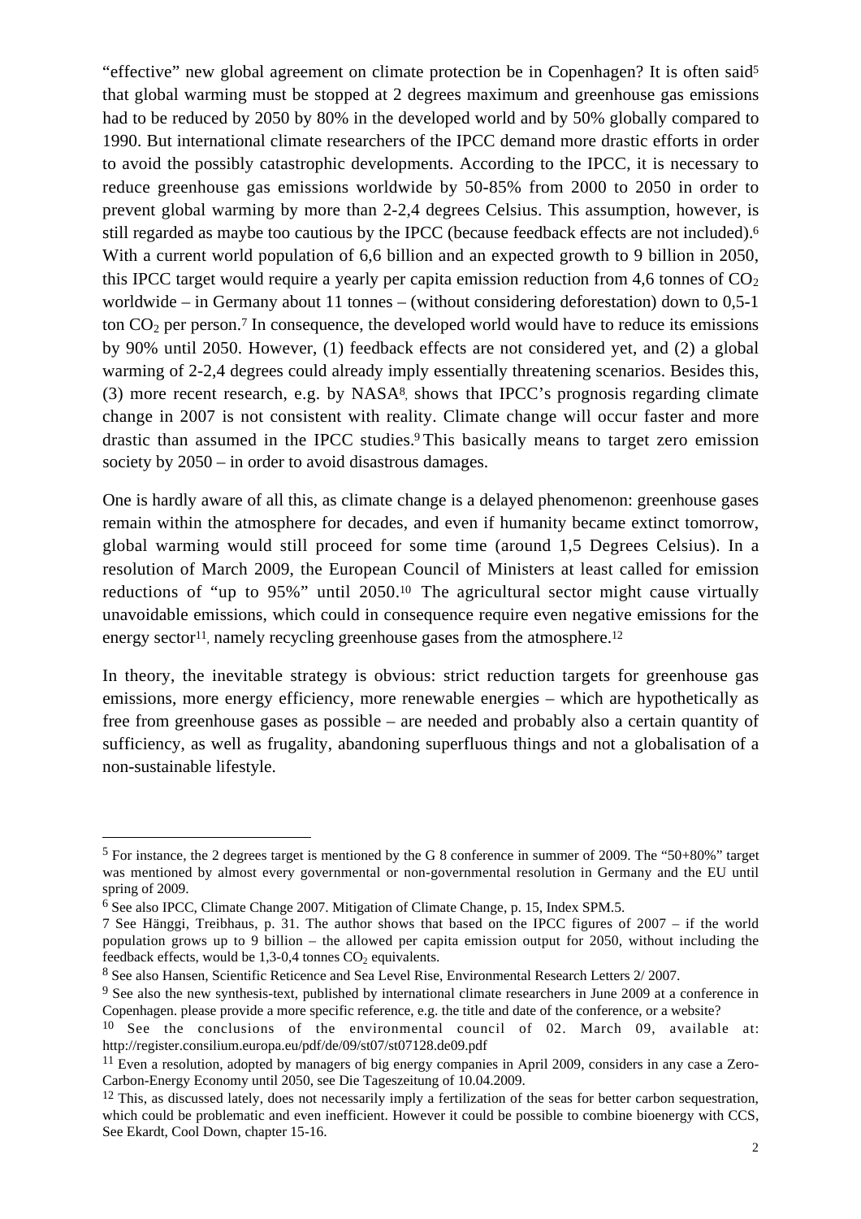"effective" new global agreement on climate protection be in Copenhagen? It is often said[5] that global warming must be stopped at 2 degrees maximum and greenhouse gas emissions had to be reduced by 2050 by 80% in the developed world and by 50% globally compared to 1990. But international climate researchers of the IPCC demand more drastic efforts in order to avoid the possibly catastrophic developments. According to the IPCC, it is necessary to reduce greenhouse gas emissions worldwide by 50-85% from 2000 to 2050 in order to prevent global warming by more than 2-2,4 degrees Celsius. This assumption, however, is still regarded as maybe too cautious by the IPCC (because feedback effects are not included).[6] With a current world population of 6,6 billion and an expected growth to 9 billion in 2050, this IPCC target would require a yearly per capita emission reduction from 4,6 tonnes of $CO_2$ worldwide – in Germany about 11 tonnes – (without considering deforestation) down to 0,5-1 ton $CO_2$ per person.[7] In consequence, the developed world would have to reduce its emissions by 90% until 2050. However, (1) feedback effects are not considered yet, and (2) a global warming of 2-2,4 degrees could already imply essentially threatening scenarios. Besides this, (3) more recent research, e.g. by NASA[8], shows that IPCC's prognosis regarding climate change in 2007 is not consistent with reality. Climate change will occur faster and more drastic than assumed in the IPCC studies.[9] This basically means to target zero emission society by 2050 – in order to avoid disastrous damages.

One is hardly aware of all this, as climate change is a delayed phenomenon: greenhouse gases remain within the atmosphere for decades, and even if humanity became extinct tomorrow, global warming would still proceed for some time (around 1,5 Degrees Celsius). In a resolution of March 2009, the European Council of Ministers at least called for emission reductions of "up to 95%" until 2050.[10] The agricultural sector might cause virtually unavoidable emissions, which could in consequence require even negative emissions for the energy sector[11], namely recycling greenhouse gases from the atmosphere.[12]

In theory, the inevitable strategy is obvious: strict reduction targets for greenhouse gas emissions, more energy efficiency, more renewable energies – which are hypothetically as free from greenhouse gases as possible – are needed and probably also a certain quantity of sufficiency, as well as frugality, abandoning superfluous things and not a globalisation of a non-sustainable lifestyle.

---

[5] For instance, the 2 degrees target is mentioned by the G 8 conference in summer of 2009. The "50+80%" target was mentioned by almost every governmental or non-governmental resolution in Germany and the EU until spring of 2009.

[6] See also IPCC, Climate Change 2007. Mitigation of Climate Change, p. 15, Index SPM.5.

[7] See Hänggi, Treibhaus, p. 31. The author shows that based on the IPCC figures of 2007 – if the world population grows up to 9 billion – the allowed per capita emission output for 2050, without including the feedback effects, would be 1,3-0,4 tonnes $CO_2$ equivalents.

[8] See also Hansen, Scientific Reticence and Sea Level Rise, Environmental Research Letters 2/ 2007.

[9] See also the new synthesis-text, published by international climate researchers in June 2009 at a conference in Copenhagen. please provide a more specific reference, e.g. the title and date of the conference, or a website?

[10] See the conclusions of the environmental council of 02. March 09, available at: http://register.consilium.europa.eu/pdf/de/09/st07/st07128.de09.pdf

[11] Even a resolution, adopted by managers of big energy companies in April 2009, considers in any case a Zero-Carbon-Energy Economy until 2050, see Die Tageszeitung of 10.04.2009.

[12] This, as discussed lately, does not necessarily imply a fertilization of the seas for better carbon sequestration, which could be problematic and even inefficient. However it could be possible to combine bioenergy with CCS, See Ekardt, Cool Down, chapter 15-16.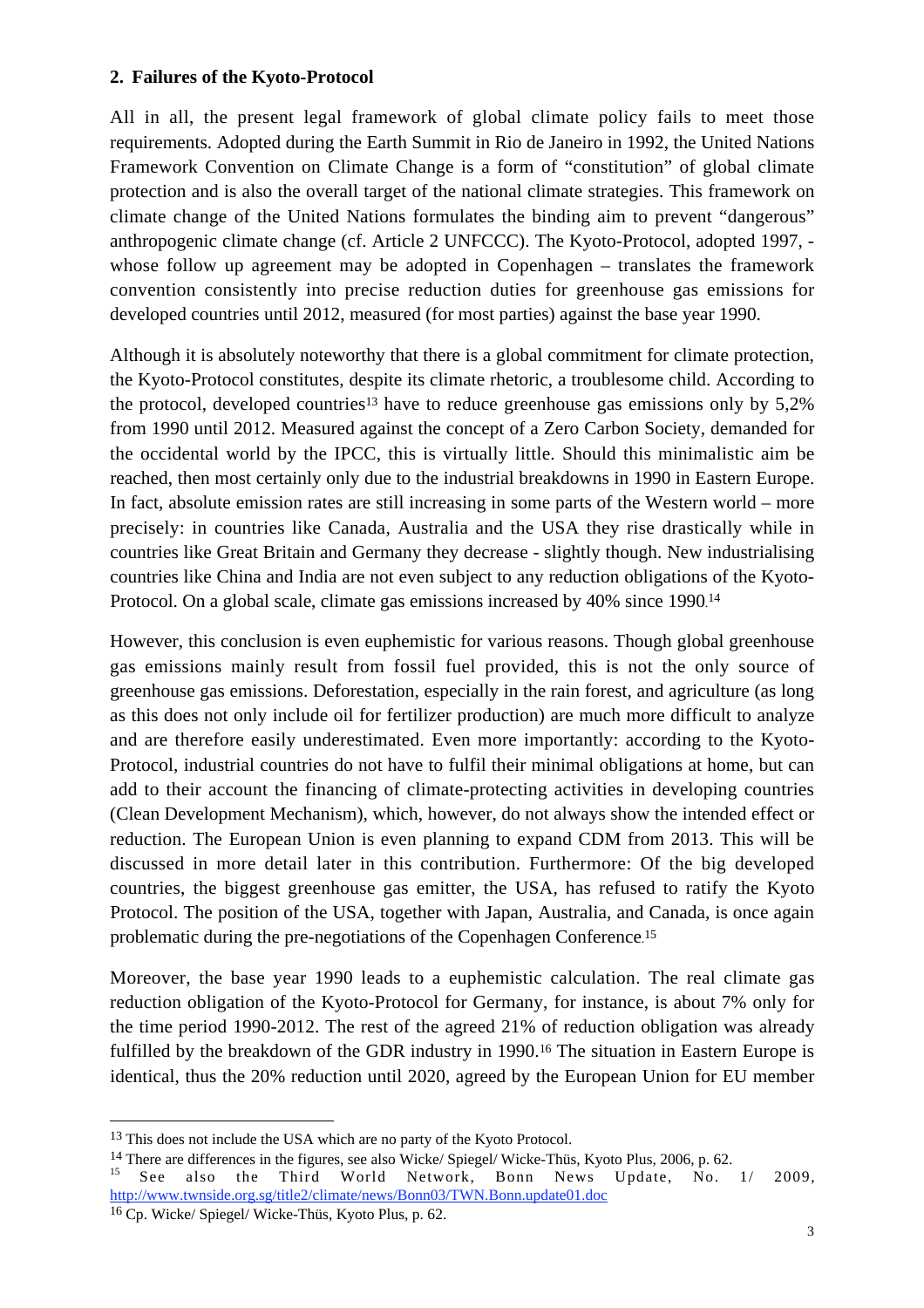## 2. Failures of the Kyoto-Protocol

All in all, the present legal framework of global climate policy fails to meet those requirements. Adopted during the Earth Summit in Rio de Janeiro in 1992, the United Nations Framework Convention on Climate Change is a form of "constitution" of global climate protection and is also the overall target of the national climate strategies. This framework on climate change of the United Nations formulates the binding aim to prevent "dangerous" anthropogenic climate change (cf. Article 2 UNFCCC). The Kyoto-Protocol, adopted 1997, - whose follow up agreement may be adopted in Copenhagen – translates the framework convention consistently into precise reduction duties for greenhouse gas emissions for developed countries until 2012, measured (for most parties) against the base year 1990.

Although it is absolutely noteworthy that there is a global commitment for climate protection, the Kyoto-Protocol constitutes, despite its climate rhetoric, a troublesome child. According to the protocol, developed countries[13] have to reduce greenhouse gas emissions only by 5,2% from 1990 until 2012. Measured against the concept of a Zero Carbon Society, demanded for the occidental world by the IPCC, this is virtually little. Should this minimalistic aim be reached, then most certainly only due to the industrial breakdowns in 1990 in Eastern Europe. In fact, absolute emission rates are still increasing in some parts of the Western world – more precisely: in countries like Canada, Australia and the USA they rise drastically while in countries like Great Britain and Germany they decrease - slightly though. New industrialising countries like China and India are not even subject to any reduction obligations of the Kyoto-Protocol. On a global scale, climate gas emissions increased by 40% since 1990.[14]

However, this conclusion is even euphemistic for various reasons. Though global greenhouse gas emissions mainly result from fossil fuel provided, this is not the only source of greenhouse gas emissions. Deforestation, especially in the rain forest, and agriculture (as long as this does not only include oil for fertilizer production) are much more difficult to analyze and are therefore easily underestimated. Even more importantly: according to the Kyoto-Protocol, industrial countries do not have to fulfil their minimal obligations at home, but can add to their account the financing of climate-protecting activities in developing countries (Clean Development Mechanism), which, however, do not always show the intended effect or reduction. The European Union is even planning to expand CDM from 2013. This will be discussed in more detail later in this contribution. Furthermore: Of the big developed countries, the biggest greenhouse gas emitter, the USA, has refused to ratify the Kyoto Protocol. The position of the USA, together with Japan, Australia, and Canada, is once again problematic during the pre-negotiations of the Copenhagen Conference.[15]

Moreover, the base year 1990 leads to a euphemistic calculation. The real climate gas reduction obligation of the Kyoto-Protocol for Germany, for instance, is about 7% only for the time period 1990-2012. The rest of the agreed 21% of reduction obligation was already fulfilled by the breakdown of the GDR industry in 1990.[16] The situation in Eastern Europe is identical, thus the 20% reduction until 2020, agreed by the European Union for EU member

---

[13] This does not include the USA which are no party of the Kyoto Protocol.

[14] There are differences in the figures, see also Wicke/ Spiegel/ Wicke-Thüs, Kyoto Plus, 2006, p. 62.

[15] See also the Third World Network, Bonn News Update, No. 1/ 2009, http://www.twnside.org.sg/title2/climate/news/Bonn03/TWN.Bonn.update01.doc

[16] Cp. Wicke/ Spiegel/ Wicke-Thüs, Kyoto Plus, p. 62.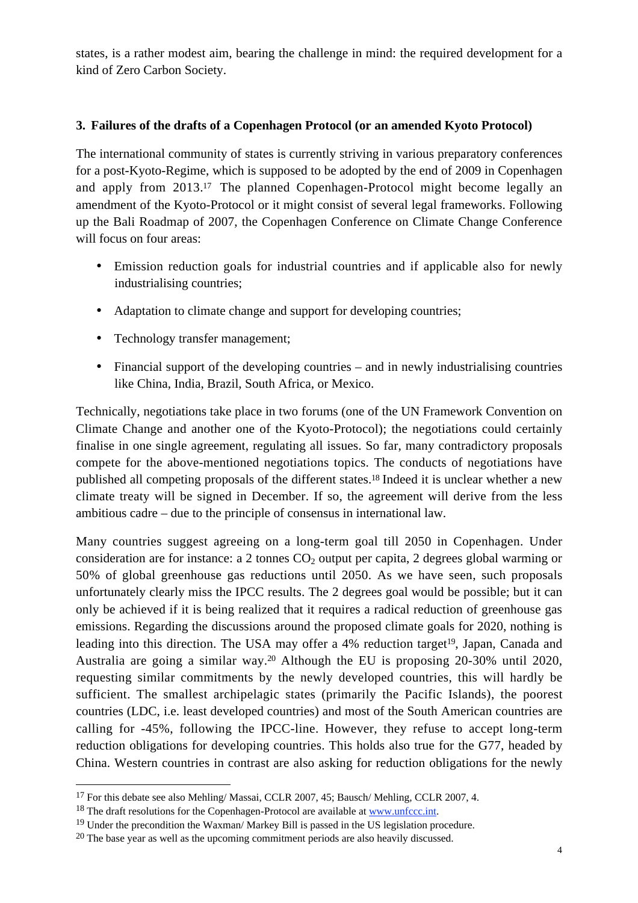states, is a rather modest aim, bearing the challenge in mind: the required development for a kind of Zero Carbon Society.

### 3. Failures of the drafts of a Copenhagen Protocol (or an amended Kyoto Protocol)

The international community of states is currently striving in various preparatory conferences for a post-Kyoto-Regime, which is supposed to be adopted by the end of 2009 in Copenhagen and apply from 2013.[17] The planned Copenhagen-Protocol might become legally an amendment of the Kyoto-Protocol or it might consist of several legal frameworks. Following up the Bali Roadmap of 2007, the Copenhagen Conference on Climate Change Conference will focus on four areas:

- Emission reduction goals for industrial countries and if applicable also for newly industrialising countries;
- Adaptation to climate change and support for developing countries;
- Technology transfer management;
- Financial support of the developing countries – and in newly industrialising countries like China, India, Brazil, South Africa, or Mexico.

Technically, negotiations take place in two forums (one of the UN Framework Convention on Climate Change and another one of the Kyoto-Protocol); the negotiations could certainly finalise in one single agreement, regulating all issues. So far, many contradictory proposals compete for the above-mentioned negotiations topics. The conducts of negotiations have published all competing proposals of the different states.[18] Indeed it is unclear whether a new climate treaty will be signed in December. If so, the agreement will derive from the less ambitious cadre – due to the principle of consensus in international law.

Many countries suggest agreeing on a long-term goal till 2050 in Copenhagen. Under consideration are for instance: a 2 tonnes $CO_2$ output per capita, 2 degrees global warming or 50% of global greenhouse gas reductions until 2050. As we have seen, such proposals unfortunately clearly miss the IPCC results. The 2 degrees goal would be possible; but it can only be achieved if it is being realized that it requires a radical reduction of greenhouse gas emissions. Regarding the discussions around the proposed climate goals for 2020, nothing is leading into this direction. The USA may offer a 4% reduction target[19], Japan, Canada and Australia are going a similar way.[20] Although the EU is proposing 20-30% until 2020, requesting similar commitments by the newly developed countries, this will hardly be sufficient. The smallest archipelagic states (primarily the Pacific Islands), the poorest countries (LDC, i.e. least developed countries) and most of the South American countries are calling for -45%, following the IPCC-line. However, they refuse to accept long-term reduction obligations for developing countries. This holds also true for the G77, headed by China. Western countries in contrast are also asking for reduction obligations for the newly

---

[17] For this debate see also Mehling/ Massai, CCLR 2007, 45; Bausch/ Mehling, CCLR 2007, 4.

[18] The draft resolutions for the Copenhagen-Protocol are available at www.unfccc.int.

[19] Under the precondition the Waxman/ Markey Bill is passed in the US legislation procedure.

[20] The base year as well as the upcoming commitment periods are also heavily discussed.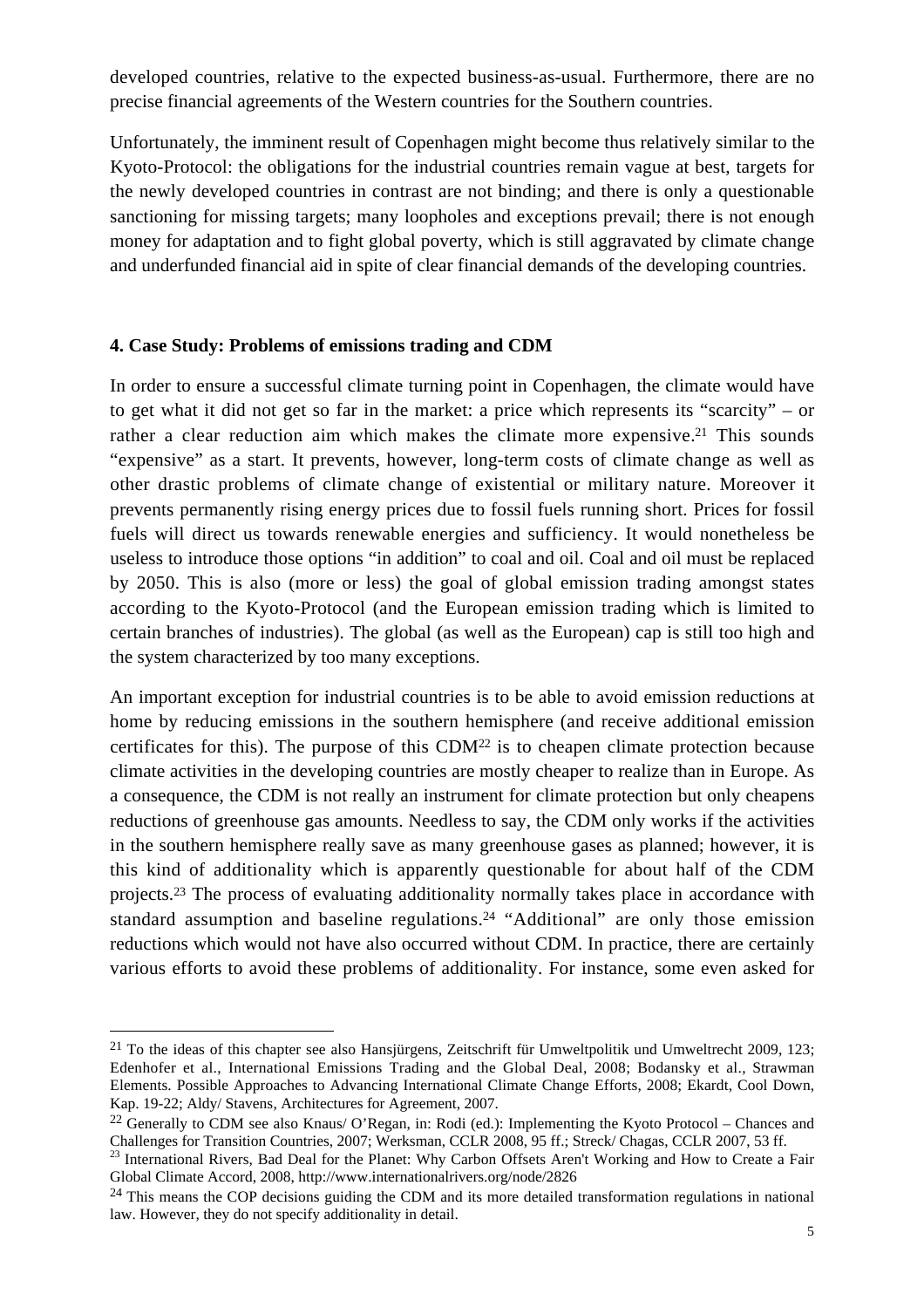developed countries, relative to the expected business-as-usual. Furthermore, there are no precise financial agreements of the Western countries for the Southern countries.

Unfortunately, the imminent result of Copenhagen might become thus relatively similar to the Kyoto-Protocol: the obligations for the industrial countries remain vague at best, targets for the newly developed countries in contrast are not binding; and there is only a questionable sanctioning for missing targets; many loopholes and exceptions prevail; there is not enough money for adaptation and to fight global poverty, which is still aggravated by climate change and underfunded financial aid in spite of clear financial demands of the developing countries.

## 4. Case Study: Problems of emissions trading and CDM

In order to ensure a successful climate turning point in Copenhagen, the climate would have to get what it did not get so far in the market: a price which represents its "scarcity" – or rather a clear reduction aim which makes the climate more expensive.[21] This sounds "expensive" as a start. It prevents, however, long-term costs of climate change as well as other drastic problems of climate change of existential or military nature. Moreover it prevents permanently rising energy prices due to fossil fuels running short. Prices for fossil fuels will direct us towards renewable energies and sufficiency. It would nonetheless be useless to introduce those options "in addition" to coal and oil. Coal and oil must be replaced by 2050. This is also (more or less) the goal of global emission trading amongst states according to the Kyoto-Protocol (and the European emission trading which is limited to certain branches of industries). The global (as well as the European) cap is still too high and the system characterized by too many exceptions.

An important exception for industrial countries is to be able to avoid emission reductions at home by reducing emissions in the southern hemisphere (and receive additional emission certificates for this). The purpose of this CDM[22] is to cheapen climate protection because climate activities in the developing countries are mostly cheaper to realize than in Europe. As a consequence, the CDM is not really an instrument for climate protection but only cheapens reductions of greenhouse gas amounts. Needless to say, the CDM only works if the activities in the southern hemisphere really save as many greenhouse gases as planned; however, it is this kind of additionality which is apparently questionable for about half of the CDM projects.[23] The process of evaluating additionality normally takes place in accordance with standard assumption and baseline regulations.[24] "Additional" are only those emission reductions which would not have also occurred without CDM. In practice, there are certainly various efforts to avoid these problems of additionality. For instance, some even asked for

---

[21] To the ideas of this chapter see also Hansjürgens, Zeitschrift für Umweltpolitik und Umweltrecht 2009, 123; Edenhofer et al., International Emissions Trading and the Global Deal, 2008; Bodansky et al., Strawman Elements. Possible Approaches to Advancing International Climate Change Efforts, 2008; Ekardt, Cool Down, Kap. 19-22; Aldy/ Stavens, Architectures for Agreement, 2007.

[22] Generally to CDM see also Knaus/ O'Regan, in: Rodi (ed.): Implementing the Kyoto Protocol – Chances and Challenges for Transition Countries, 2007; Werksman, CCLR 2008, 95 ff.; Streck/ Chagas, CCLR 2007, 53 ff.

[23] International Rivers, Bad Deal for the Planet: Why Carbon Offsets Aren't Working and How to Create a Fair Global Climate Accord, 2008, http://www.internationalrivers.org/node/2826

[24] This means the COP decisions guiding the CDM and its more detailed transformation regulations in national law. However, they do not specify additionality in detail.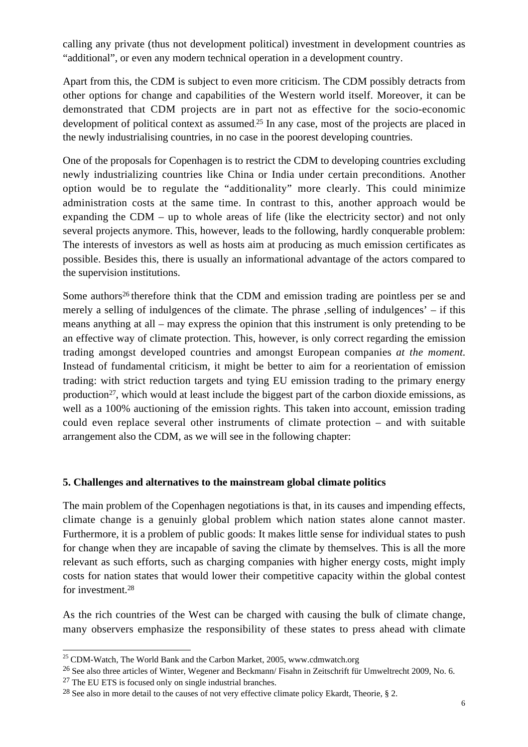calling any private (thus not development political) investment in development countries as "additional", or even any modern technical operation in a development country.

Apart from this, the CDM is subject to even more criticism. The CDM possibly detracts from other options for change and capabilities of the Western world itself. Moreover, it can be demonstrated that CDM projects are in part not as effective for the socio-economic development of political context as assumed.[25] In any case, most of the projects are placed in the newly industrialising countries, in no case in the poorest developing countries.

One of the proposals for Copenhagen is to restrict the CDM to developing countries excluding newly industrializing countries like China or India under certain preconditions. Another option would be to regulate the "additionality" more clearly. This could minimize administration costs at the same time. In contrast to this, another approach would be expanding the CDM – up to whole areas of life (like the electricity sector) and not only several projects anymore. This, however, leads to the following, hardly conquerable problem: The interests of investors as well as hosts aim at producing as much emission certificates as possible. Besides this, there is usually an informational advantage of the actors compared to the supervision institutions.

Some authors[26] therefore think that the CDM and emission trading are pointless per se and merely a selling of indulgences of the climate. The phrase ,selling of indulgences' – if this means anything at all – may express the opinion that this instrument is only pretending to be an effective way of climate protection. This, however, is only correct regarding the emission trading amongst developed countries and amongst European companies *at the moment.* Instead of fundamental criticism, it might be better to aim for a reorientation of emission trading: with strict reduction targets and tying EU emission trading to the primary energy production[27], which would at least include the biggest part of the carbon dioxide emissions, as well as a 100% auctioning of the emission rights. This taken into account, emission trading could even replace several other instruments of climate protection – and with suitable arrangement also the CDM, as we will see in the following chapter:

## 5. Challenges and alternatives to the mainstream global climate politics

The main problem of the Copenhagen negotiations is that, in its causes and impending effects, climate change is a genuinly global problem which nation states alone cannot master. Furthermore, it is a problem of public goods: It makes little sense for individual states to push for change when they are incapable of saving the climate by themselves. This is all the more relevant as such efforts, such as charging companies with higher energy costs, might imply costs for nation states that would lower their competitive capacity within the global contest for investment.[28]

As the rich countries of the West can be charged with causing the bulk of climate change, many observers emphasize the responsibility of these states to press ahead with climate

---

[25] CDM-Watch, The World Bank and the Carbon Market, 2005, www.cdmwatch.org

[26] See also three articles of Winter, Wegener and Beckmann/ Fisahn in Zeitschrift für Umweltrecht 2009, No. 6.

[27] The EU ETS is focused only on single industrial branches.

[28] See also in more detail to the causes of not very effective climate policy Ekardt, Theorie, § 2.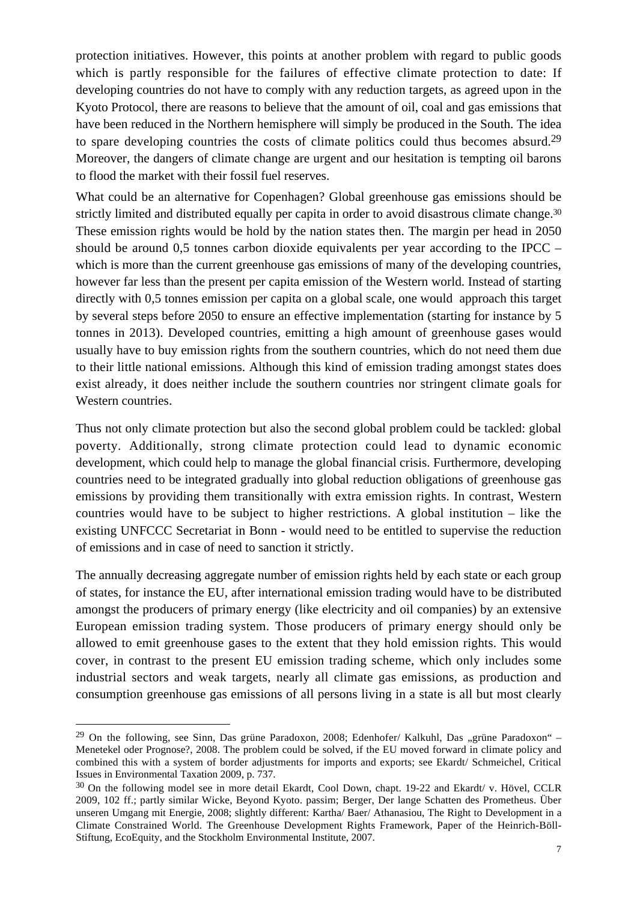protection initiatives. However, this points at another problem with regard to public goods which is partly responsible for the failures of effective climate protection to date: If developing countries do not have to comply with any reduction targets, as agreed upon in the Kyoto Protocol, there are reasons to believe that the amount of oil, coal and gas emissions that have been reduced in the Northern hemisphere will simply be produced in the South. The idea to spare developing countries the costs of climate politics could thus becomes absurd.[29] Moreover, the dangers of climate change are urgent and our hesitation is tempting oil barons to flood the market with their fossil fuel reserves.

What could be an alternative for Copenhagen? Global greenhouse gas emissions should be strictly limited and distributed equally per capita in order to avoid disastrous climate change.[30] These emission rights would be hold by the nation states then. The margin per head in 2050 should be around 0,5 tonnes carbon dioxide equivalents per year according to the IPCC – which is more than the current greenhouse gas emissions of many of the developing countries, however far less than the present per capita emission of the Western world. Instead of starting directly with 0,5 tonnes emission per capita on a global scale, one would approach this target by several steps before 2050 to ensure an effective implementation (starting for instance by 5 tonnes in 2013). Developed countries, emitting a high amount of greenhouse gases would usually have to buy emission rights from the southern countries, which do not need them due to their little national emissions. Although this kind of emission trading amongst states does exist already, it does neither include the southern countries nor stringent climate goals for Western countries.

Thus not only climate protection but also the second global problem could be tackled: global poverty. Additionally, strong climate protection could lead to dynamic economic development, which could help to manage the global financial crisis. Furthermore, developing countries need to be integrated gradually into global reduction obligations of greenhouse gas emissions by providing them transitionally with extra emission rights. In contrast, Western countries would have to be subject to higher restrictions. A global institution – like the existing UNFCCC Secretariat in Bonn - would need to be entitled to supervise the reduction of emissions and in case of need to sanction it strictly.

The annually decreasing aggregate number of emission rights held by each state or each group of states, for instance the EU, after international emission trading would have to be distributed amongst the producers of primary energy (like electricity and oil companies) by an extensive European emission trading system. Those producers of primary energy should only be allowed to emit greenhouse gases to the extent that they hold emission rights. This would cover, in contrast to the present EU emission trading scheme, which only includes some industrial sectors and weak targets, nearly all climate gas emissions, as production and consumption greenhouse gas emissions of all persons living in a state is all but most clearly

---

[29] On the following, see Sinn, Das grüne Paradoxon, 2008; Edenhofer/ Kalkuhl, Das „grüne Paradoxon" – Menetekel oder Prognose?, 2008. The problem could be solved, if the EU moved forward in climate policy and combined this with a system of border adjustments for imports and exports; see Ekardt/ Schmeichel, Critical Issues in Environmental Taxation 2009, p. 737.

[30] On the following model see in more detail Ekardt, Cool Down, chapt. 19-22 and Ekardt/ v. Hövel, CCLR 2009, 102 ff.; partly similar Wicke, Beyond Kyoto. passim; Berger, Der lange Schatten des Prometheus. Über unseren Umgang mit Energie, 2008; slightly different: Kartha/ Baer/ Athanasiou, The Right to Development in a Climate Constrained World. The Greenhouse Development Rights Framework, Paper of the Heinrich-Böll-Stiftung, EcoEquity, and the Stockholm Environmental Institute, 2007.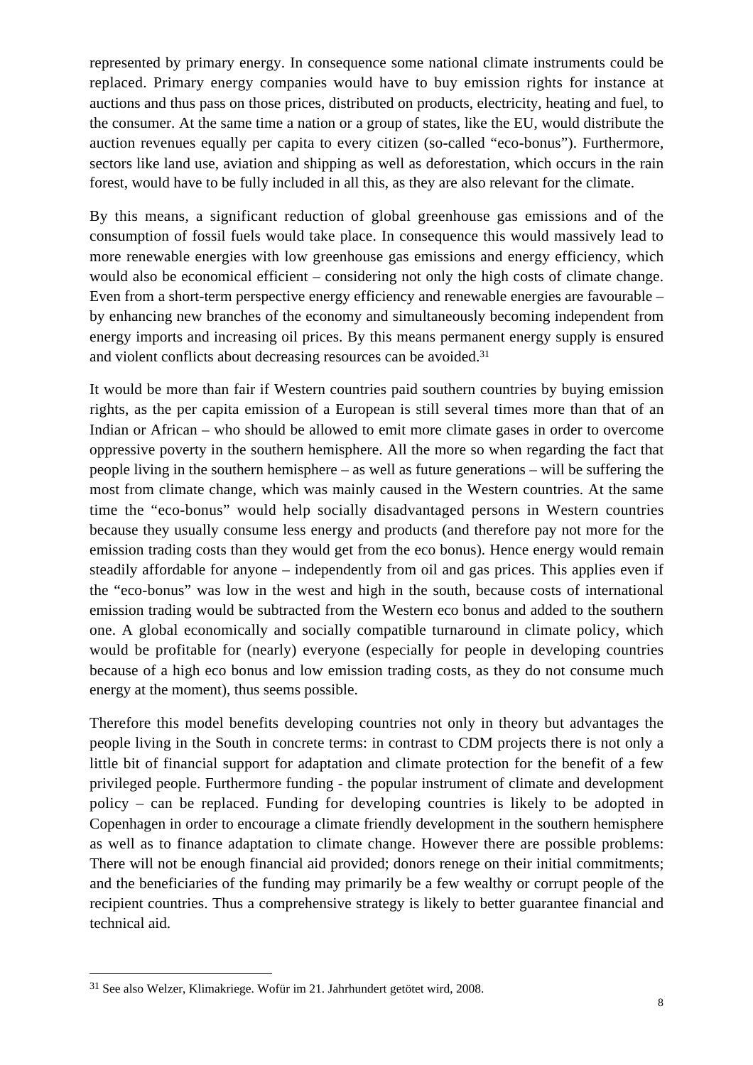represented by primary energy. In consequence some national climate instruments could be replaced. Primary energy companies would have to buy emission rights for instance at auctions and thus pass on those prices, distributed on products, electricity, heating and fuel, to the consumer. At the same time a nation or a group of states, like the EU, would distribute the auction revenues equally per capita to every citizen (so-called "eco-bonus"). Furthermore, sectors like land use, aviation and shipping as well as deforestation, which occurs in the rain forest, would have to be fully included in all this, as they are also relevant for the climate.

By this means, a significant reduction of global greenhouse gas emissions and of the consumption of fossil fuels would take place. In consequence this would massively lead to more renewable energies with low greenhouse gas emissions and energy efficiency, which would also be economical efficient – considering not only the high costs of climate change. Even from a short-term perspective energy efficiency and renewable energies are favourable – by enhancing new branches of the economy and simultaneously becoming independent from energy imports and increasing oil prices. By this means permanent energy supply is ensured and violent conflicts about decreasing resources can be avoided.[31]

It would be more than fair if Western countries paid southern countries by buying emission rights, as the per capita emission of a European is still several times more than that of an Indian or African – who should be allowed to emit more climate gases in order to overcome oppressive poverty in the southern hemisphere. All the more so when regarding the fact that people living in the southern hemisphere – as well as future generations – will be suffering the most from climate change, which was mainly caused in the Western countries. At the same time the "eco-bonus" would help socially disadvantaged persons in Western countries because they usually consume less energy and products (and therefore pay not more for the emission trading costs than they would get from the eco bonus). Hence energy would remain steadily affordable for anyone – independently from oil and gas prices. This applies even if the "eco-bonus" was low in the west and high in the south, because costs of international emission trading would be subtracted from the Western eco bonus and added to the southern one. A global economically and socially compatible turnaround in climate policy, which would be profitable for (nearly) everyone (especially for people in developing countries because of a high eco bonus and low emission trading costs, as they do not consume much energy at the moment), thus seems possible.

Therefore this model benefits developing countries not only in theory but advantages the people living in the South in concrete terms: in contrast to CDM projects there is not only a little bit of financial support for adaptation and climate protection for the benefit of a few privileged people. Furthermore funding - the popular instrument of climate and development policy – can be replaced. Funding for developing countries is likely to be adopted in Copenhagen in order to encourage a climate friendly development in the southern hemisphere as well as to finance adaptation to climate change. However there are possible problems: There will not be enough financial aid provided; donors renege on their initial commitments; and the beneficiaries of the funding may primarily be a few wealthy or corrupt people of the recipient countries. Thus a comprehensive strategy is likely to better guarantee financial and technical aid.

---

[31] See also Welzer, Klimakriege. Wofür im 21. Jahrhundert getötet wird, 2008.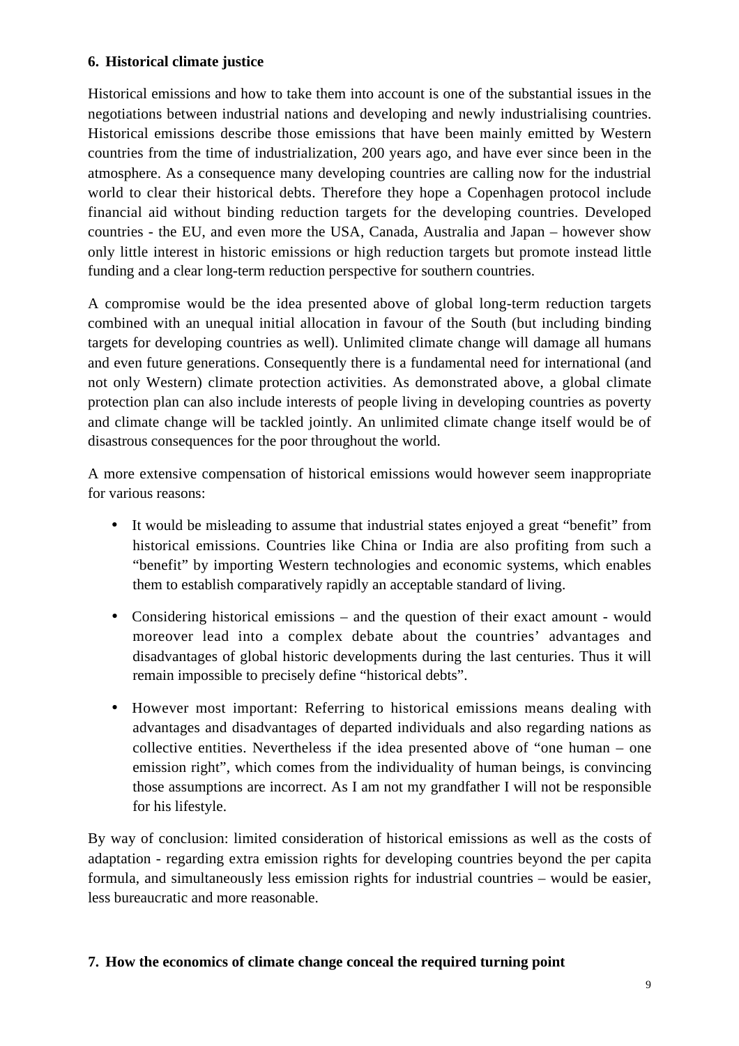## 6. Historical climate justice

Historical emissions and how to take them into account is one of the substantial issues in the negotiations between industrial nations and developing and newly industrialising countries. Historical emissions describe those emissions that have been mainly emitted by Western countries from the time of industrialization, 200 years ago, and have ever since been in the atmosphere. As a consequence many developing countries are calling now for the industrial world to clear their historical debts. Therefore they hope a Copenhagen protocol include financial aid without binding reduction targets for the developing countries. Developed countries - the EU, and even more the USA, Canada, Australia and Japan – however show only little interest in historic emissions or high reduction targets but promote instead little funding and a clear long-term reduction perspective for southern countries.

A compromise would be the idea presented above of global long-term reduction targets combined with an unequal initial allocation in favour of the South (but including binding targets for developing countries as well). Unlimited climate change will damage all humans and even future generations. Consequently there is a fundamental need for international (and not only Western) climate protection activities. As demonstrated above, a global climate protection plan can also include interests of people living in developing countries as poverty and climate change will be tackled jointly. An unlimited climate change itself would be of disastrous consequences for the poor throughout the world.

A more extensive compensation of historical emissions would however seem inappropriate for various reasons:

- It would be misleading to assume that industrial states enjoyed a great "benefit" from historical emissions. Countries like China or India are also profiting from such a "benefit" by importing Western technologies and economic systems, which enables them to establish comparatively rapidly an acceptable standard of living.
- Considering historical emissions – and the question of their exact amount - would moreover lead into a complex debate about the countries' advantages and disadvantages of global historic developments during the last centuries. Thus it will remain impossible to precisely define "historical debts".
- However most important: Referring to historical emissions means dealing with advantages and disadvantages of departed individuals and also regarding nations as collective entities. Nevertheless if the idea presented above of "one human – one emission right", which comes from the individuality of human beings, is convincing those assumptions are incorrect. As I am not my grandfather I will not be responsible for his lifestyle.

By way of conclusion: limited consideration of historical emissions as well as the costs of adaptation - regarding extra emission rights for developing countries beyond the per capita formula, and simultaneously less emission rights for industrial countries – would be easier, less bureaucratic and more reasonable.

## 7. How the economics of climate change conceal the required turning point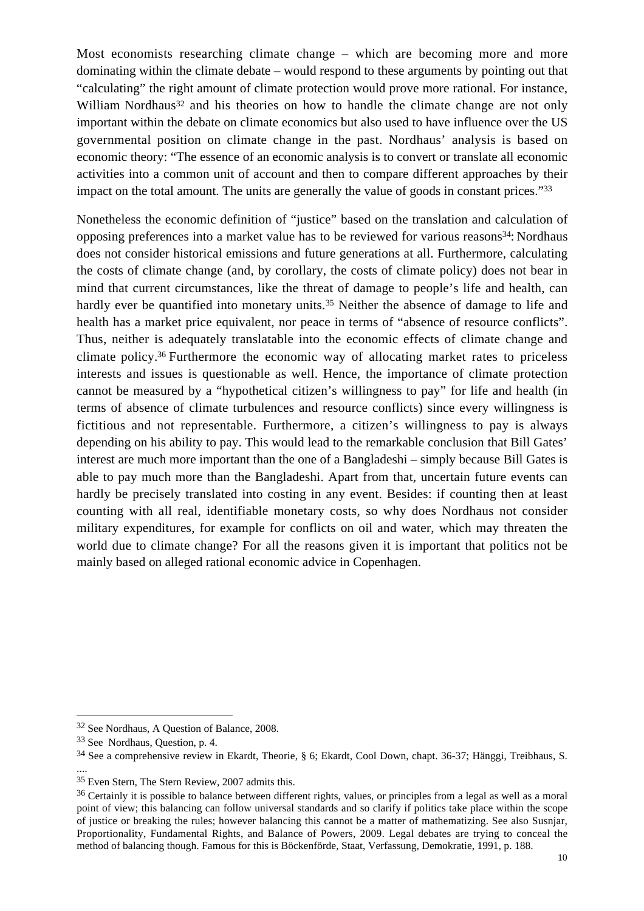Most economists researching climate change – which are becoming more and more dominating within the climate debate – would respond to these arguments by pointing out that "calculating" the right amount of climate protection would prove more rational. For instance, William Nordhaus[32] and his theories on how to handle the climate change are not only important within the debate on climate economics but also used to have influence over the US governmental position on climate change in the past. Nordhaus' analysis is based on economic theory: "The essence of an economic analysis is to convert or translate all economic activities into a common unit of account and then to compare different approaches by their impact on the total amount. The units are generally the value of goods in constant prices."[33]

Nonetheless the economic definition of "justice" based on the translation and calculation of opposing preferences into a market value has to be reviewed for various reasons[34]: Nordhaus does not consider historical emissions and future generations at all. Furthermore, calculating the costs of climate change (and, by corollary, the costs of climate policy) does not bear in mind that current circumstances, like the threat of damage to people's life and health, can hardly ever be quantified into monetary units.[35] Neither the absence of damage to life and health has a market price equivalent, nor peace in terms of "absence of resource conflicts". Thus, neither is adequately translatable into the economic effects of climate change and climate policy.[36] Furthermore the economic way of allocating market rates to priceless interests and issues is questionable as well. Hence, the importance of climate protection cannot be measured by a "hypothetical citizen's willingness to pay" for life and health (in terms of absence of climate turbulences and resource conflicts) since every willingness is fictitious and not representable. Furthermore, a citizen's willingness to pay is always depending on his ability to pay. This would lead to the remarkable conclusion that Bill Gates' interest are much more important than the one of a Bangladeshi – simply because Bill Gates is able to pay much more than the Bangladeshi. Apart from that, uncertain future events can hardly be precisely translated into costing in any event. Besides: if counting then at least counting with all real, identifiable monetary costs, so why does Nordhaus not consider military expenditures, for example for conflicts on oil and water, which may threaten the world due to climate change? For all the reasons given it is important that politics not be mainly based on alleged rational economic advice in Copenhagen.

---

[32] See Nordhaus, A Question of Balance, 2008.

[33] See Nordhaus, Question, p. 4.

[34] See a comprehensive review in Ekardt, Theorie, § 6; Ekardt, Cool Down, chapt. 36-37; Hänggi, Treibhaus, S. ....

[35] Even Stern, The Stern Review, 2007 admits this.

[36] Certainly it is possible to balance between different rights, values, or principles from a legal as well as a moral point of view; this balancing can follow universal standards and so clarify if politics take place within the scope of justice or breaking the rules; however balancing this cannot be a matter of mathematizing. See also Susnjar, Proportionality, Fundamental Rights, and Balance of Powers, 2009. Legal debates are trying to conceal the method of balancing though. Famous for this is Böckenförde, Staat, Verfassung, Demokratie, 1991, p. 188.